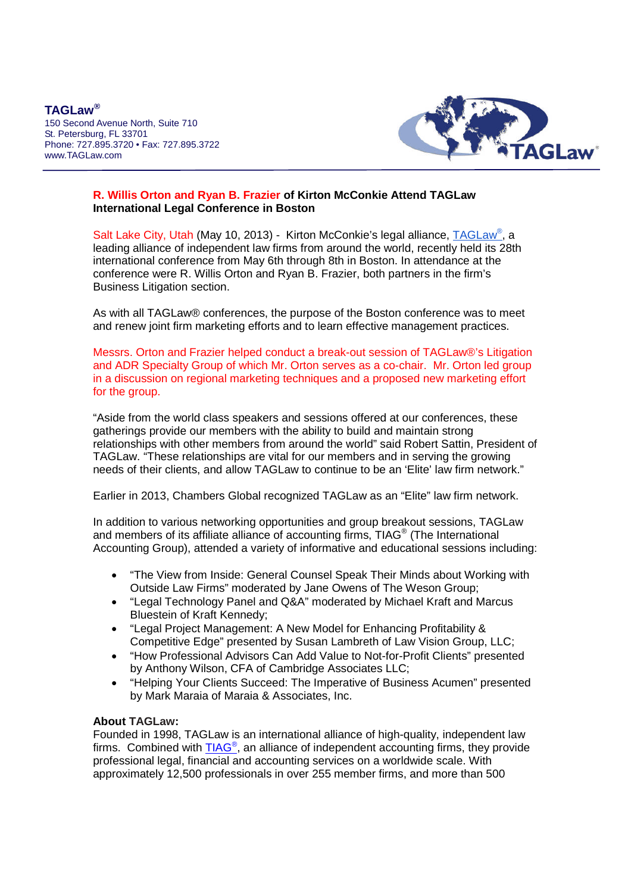**TAGLaw®**
150 Second Avenue North, Suite 710
St. Petersburg, FL 33701
Phone: 727.895.3720 • Fax: 727.895.3722
www.TAGLaw.com

**R. Willis Orton and Ryan B. Frazier of Kirton McConkie Attend TAGLaw International Legal Conference in Boston**

Salt Lake City, Utah (May 10, 2013) - Kirton McConkie's legal alliance, TAGLaw®, a leading alliance of independent law firms from around the world, recently held its 28th international conference from May 6th through 8th in Boston. In attendance at the conference were R. Willis Orton and Ryan B. Frazier, both partners in the firm's Business Litigation section.

As with all TAGLaw® conferences, the purpose of the Boston conference was to meet and renew joint firm marketing efforts and to learn effective management practices.

Messrs. Orton and Frazier helped conduct a break-out session of TAGLaw®'s Litigation and ADR Specialty Group of which Mr. Orton serves as a co-chair. Mr. Orton led group in a discussion on regional marketing techniques and a proposed new marketing effort for the group.

"Aside from the world class speakers and sessions offered at our conferences, these gatherings provide our members with the ability to build and maintain strong relationships with other members from around the world" said Robert Sattin, President of TAGLaw. "These relationships are vital for our members and in serving the growing needs of their clients, and allow TAGLaw to continue to be an 'Elite' law firm network."

Earlier in 2013, Chambers Global recognized TAGLaw as an "Elite" law firm network.

In addition to various networking opportunities and group breakout sessions, TAGLaw and members of its affiliate alliance of accounting firms, TIAG® (The International Accounting Group), attended a variety of informative and educational sessions including:

- "The View from Inside: General Counsel Speak Their Minds about Working with Outside Law Firms" moderated by Jane Owens of The Weson Group;
- "Legal Technology Panel and Q&A" moderated by Michael Kraft and Marcus Bluestein of Kraft Kennedy;
- "Legal Project Management: A New Model for Enhancing Profitability & Competitive Edge" presented by Susan Lambreth of Law Vision Group, LLC;
- "How Professional Advisors Can Add Value to Not-for-Profit Clients" presented by Anthony Wilson, CFA of Cambridge Associates LLC;
- "Helping Your Clients Succeed: The Imperative of Business Acumen" presented by Mark Maraia of Maraia & Associates, Inc.

**About TAGLaw:**
Founded in 1998, TAGLaw is an international alliance of high-quality, independent law firms. Combined with TIAG®, an alliance of independent accounting firms, they provide professional legal, financial and accounting services on a worldwide scale. With approximately 12,500 professionals in over 255 member firms, and more than 500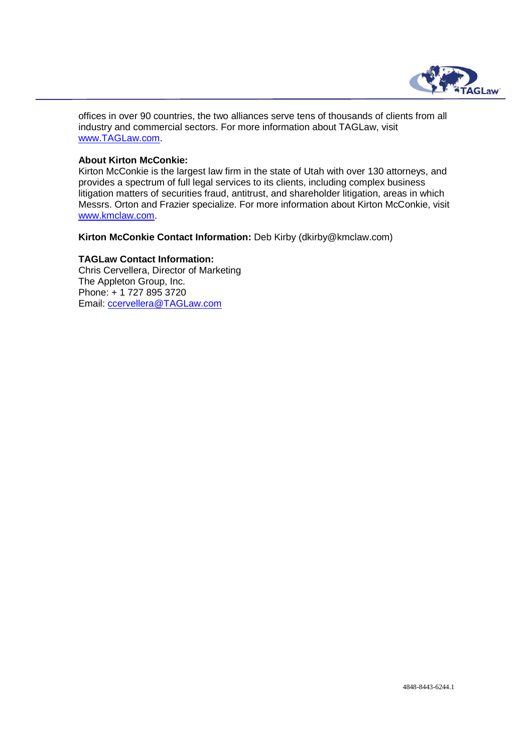offices in over 90 countries, the two alliances serve tens of thousands of clients from all industry and commercial sectors. For more information about TAGLaw, visit www.TAGLaw.com.

**About Kirton McConkie:**
Kirton McConkie is the largest law firm in the state of Utah with over 130 attorneys, and provides a spectrum of full legal services to its clients, including complex business litigation matters of securities fraud, antitrust, and shareholder litigation, areas in which Messrs. Orton and Frazier specialize. For more information about Kirton McConkie, visit www.kmclaw.com.

**Kirton McConkie Contact Information:** Deb Kirby (dkirby@kmclaw.com)

**TAGLaw Contact Information:**
Chris Cervellera, Director of Marketing
The Appleton Group, Inc.
Phone: + 1 727 895 3720
Email: ccervellera@TAGLaw.com

4848-8443-6244.1